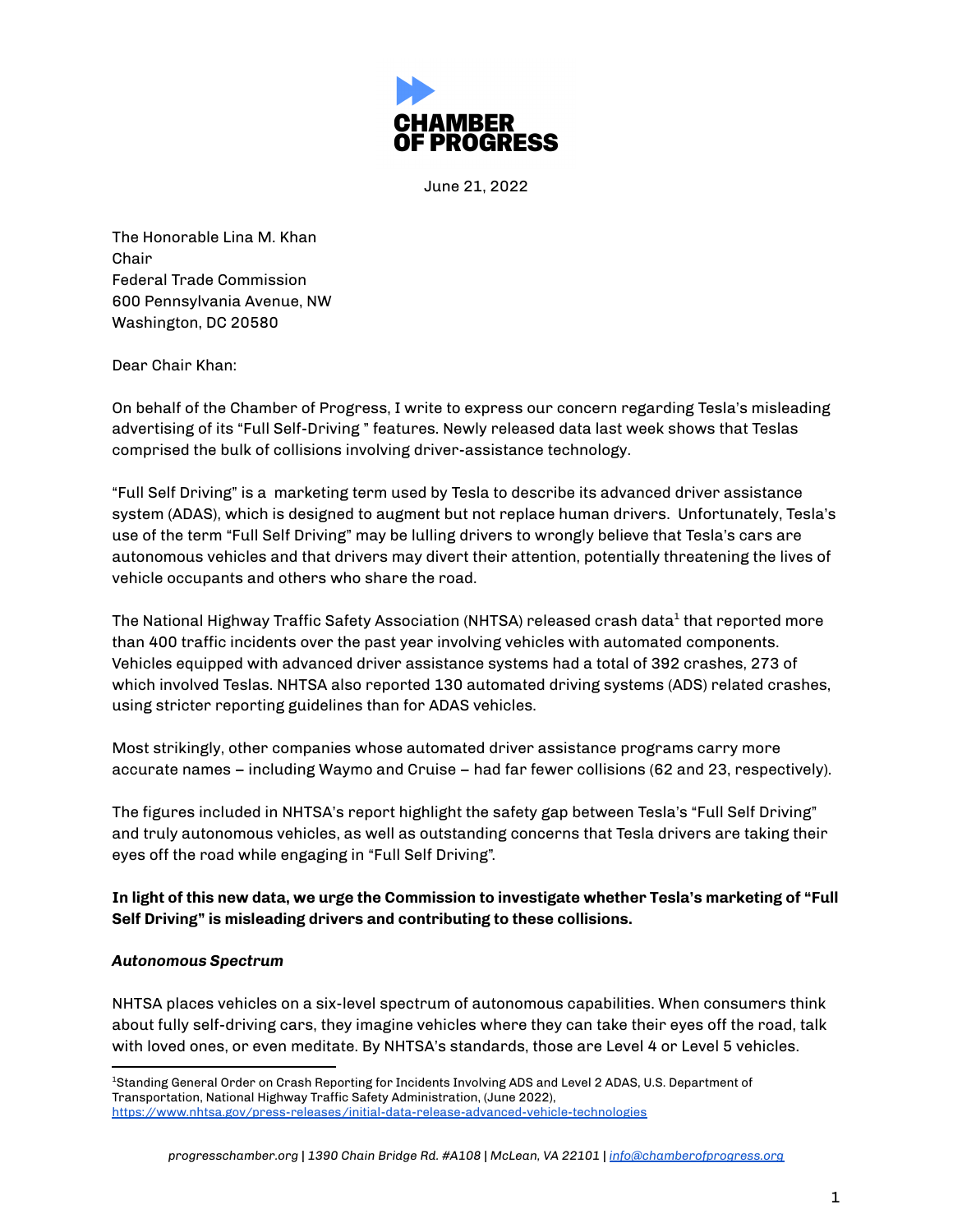June 21, 2022

The Honorable Lina M. Khan
Chair
Federal Trade Commission
600 Pennsylvania Avenue, NW
Washington, DC 20580

Dear Chair Khan:

On behalf of the Chamber of Progress, I write to express our concern regarding Tesla's misleading advertising of its "Full Self-Driving " features. Newly released data last week shows that Teslas comprised the bulk of collisions involving driver-assistance technology.

"Full Self Driving" is a marketing term used by Tesla to describe its advanced driver assistance system (ADAS), which is designed to augment but not replace human drivers. Unfortunately, Tesla's use of the term "Full Self Driving" may be lulling drivers to wrongly believe that Tesla's cars are autonomous vehicles and that drivers may divert their attention, potentially threatening the lives of vehicle occupants and others who share the road.

The National Highway Traffic Safety Association (NHTSA) released crash data[1] that reported more than 400 traffic incidents over the past year involving vehicles with automated components. Vehicles equipped with advanced driver assistance systems had a total of 392 crashes, 273 of which involved Teslas. NHTSA also reported 130 automated driving systems (ADS) related crashes, using stricter reporting guidelines than for ADAS vehicles.

Most strikingly, other companies whose automated driver assistance programs carry more accurate names – including Waymo and Cruise – had far fewer collisions (62 and 23, respectively).

The figures included in NHTSA's report highlight the safety gap between Tesla's "Full Self Driving" and truly autonomous vehicles, as well as outstanding concerns that Tesla drivers are taking their eyes off the road while engaging in "Full Self Driving".

**In light of this new data, we urge the Commission to investigate whether Tesla's marketing of "Full Self Driving" is misleading drivers and contributing to these collisions.**

***Autonomous Spectrum***

NHTSA places vehicles on a six-level spectrum of autonomous capabilities. When consumers think about fully self-driving cars, they imagine vehicles where they can take their eyes off the road, talk with loved ones, or even meditate. By NHTSA's standards, those are Level 4 or Level 5 vehicles.

[1] Standing General Order on Crash Reporting for Incidents Involving ADS and Level 2 ADAS, U.S. Department of Transportation, National Highway Traffic Safety Administration, (June 2022), https://www.nhtsa.gov/press-releases/initial-data-release-advanced-vehicle-technologies

progresschamber.org | 1390 Chain Bridge Rd. #A108 | McLean, VA 22101 | info@chamberofprogress.org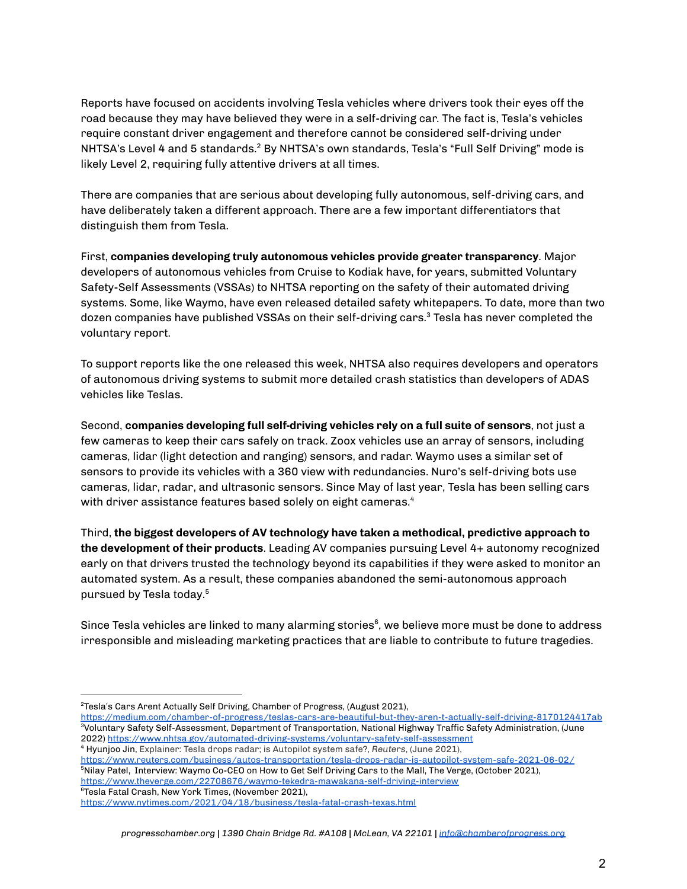Reports have focused on accidents involving Tesla vehicles where drivers took their eyes off the road because they may have believed they were in a self-driving car. The fact is, Tesla's vehicles require constant driver engagement and therefore cannot be considered self-driving under NHTSA's Level 4 and 5 standards.[2] By NHTSA's own standards, Tesla's "Full Self Driving" mode is likely Level 2, requiring fully attentive drivers at all times.

There are companies that are serious about developing fully autonomous, self-driving cars, and have deliberately taken a different approach. There are a few important differentiators that distinguish them from Tesla.

First, **companies developing truly autonomous vehicles provide greater transparency**. Major developers of autonomous vehicles from Cruise to Kodiak have, for years, submitted Voluntary Safety-Self Assessments (VSSAs) to NHTSA reporting on the safety of their automated driving systems. Some, like Waymo, have even released detailed safety whitepapers. To date, more than two dozen companies have published VSSAs on their self-driving cars.[3] Tesla has never completed the voluntary report.

To support reports like the one released this week, NHTSA also requires developers and operators of autonomous driving systems to submit more detailed crash statistics than developers of ADAS vehicles like Teslas.

Second, **companies developing full self-driving vehicles rely on a full suite of sensors**, not just a few cameras to keep their cars safely on track. Zoox vehicles use an array of sensors, including cameras, lidar (light detection and ranging) sensors, and radar. Waymo uses a similar set of sensors to provide its vehicles with a 360 view with redundancies. Nuro's self-driving bots use cameras, lidar, radar, and ultrasonic sensors. Since May of last year, Tesla has been selling cars with driver assistance features based solely on eight cameras.[4]

Third, **the biggest developers of AV technology have taken a methodical, predictive approach to the development of their products**. Leading AV companies pursuing Level 4+ autonomy recognized early on that drivers trusted the technology beyond its capabilities if they were asked to monitor an automated system. As a result, these companies abandoned the semi-autonomous approach pursued by Tesla today.[5]

Since Tesla vehicles are linked to many alarming stories[6], we believe more must be done to address irresponsible and misleading marketing practices that are liable to contribute to future tragedies.

---

[2] Tesla's Cars Arent Actually Self Driving, Chamber of Progress, (August 2021), https://medium.com/chamber-of-progress/teslas-cars-are-beautiful-but-they-aren-t-actually-self-driving-8170124417ab

[3] Voluntary Safety Self-Assessment, Department of Transportation, National Highway Traffic Safety Administration, (June 2022) https://www.nhtsa.gov/automated-driving-systems/voluntary-safety-self-assessment

[4] Hyunjoo Jin, Explainer: Tesla drops radar; is Autopilot system safe?, *Reuters*, (June 2021), https://www.reuters.com/business/autos-transportation/tesla-drops-radar-is-autopilot-system-safe-2021-06-02/

[5] Nilay Patel, Interview: Waymo Co-CEO on How to Get Self Driving Cars to the Mall, The Verge, (October 2021), https://www.theverge.com/22708676/waymo-tekedra-mawakana-self-driving-interview

[6] Tesla Fatal Crash, New York Times, (November 2021), https://www.nytimes.com/2021/04/18/business/tesla-fatal-crash-texas.html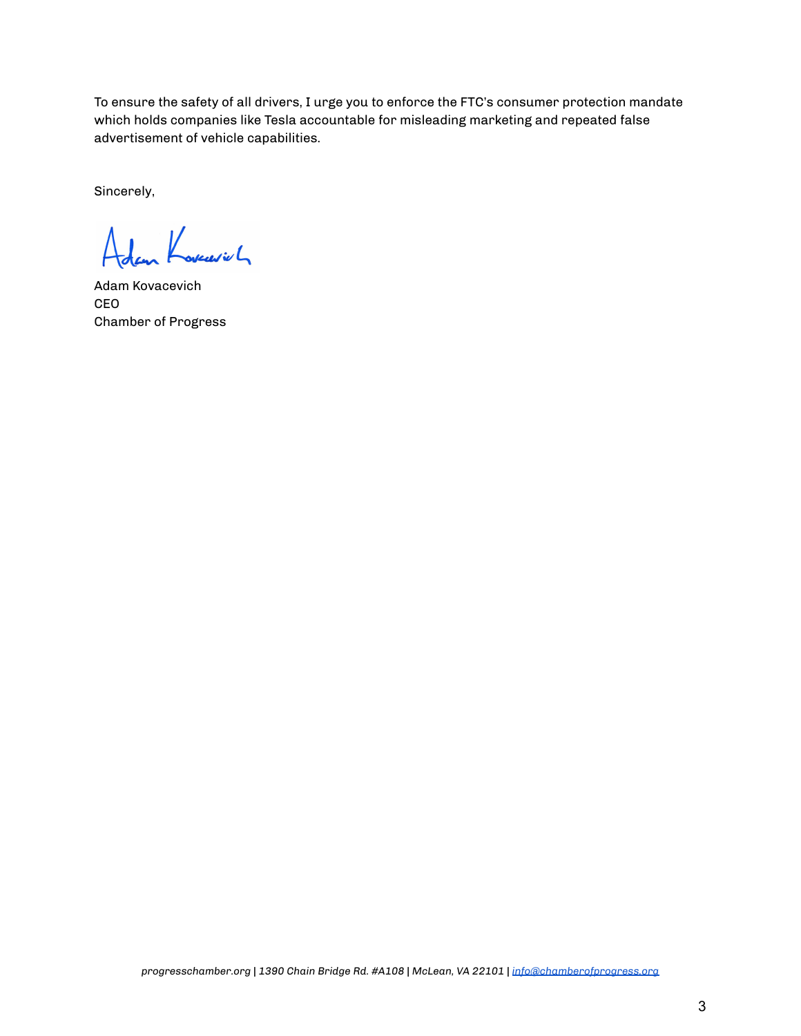To ensure the safety of all drivers, I urge you to enforce the FTC's consumer protection mandate which holds companies like Tesla accountable for misleading marketing and repeated false advertisement of vehicle capabilities.

Sincerely,

Adam Kovacevich
CEO
Chamber of Progress

*progresschamber.org | 1390 Chain Bridge Rd. #A108 | McLean, VA 22101 | info@chamberofprogress.org*